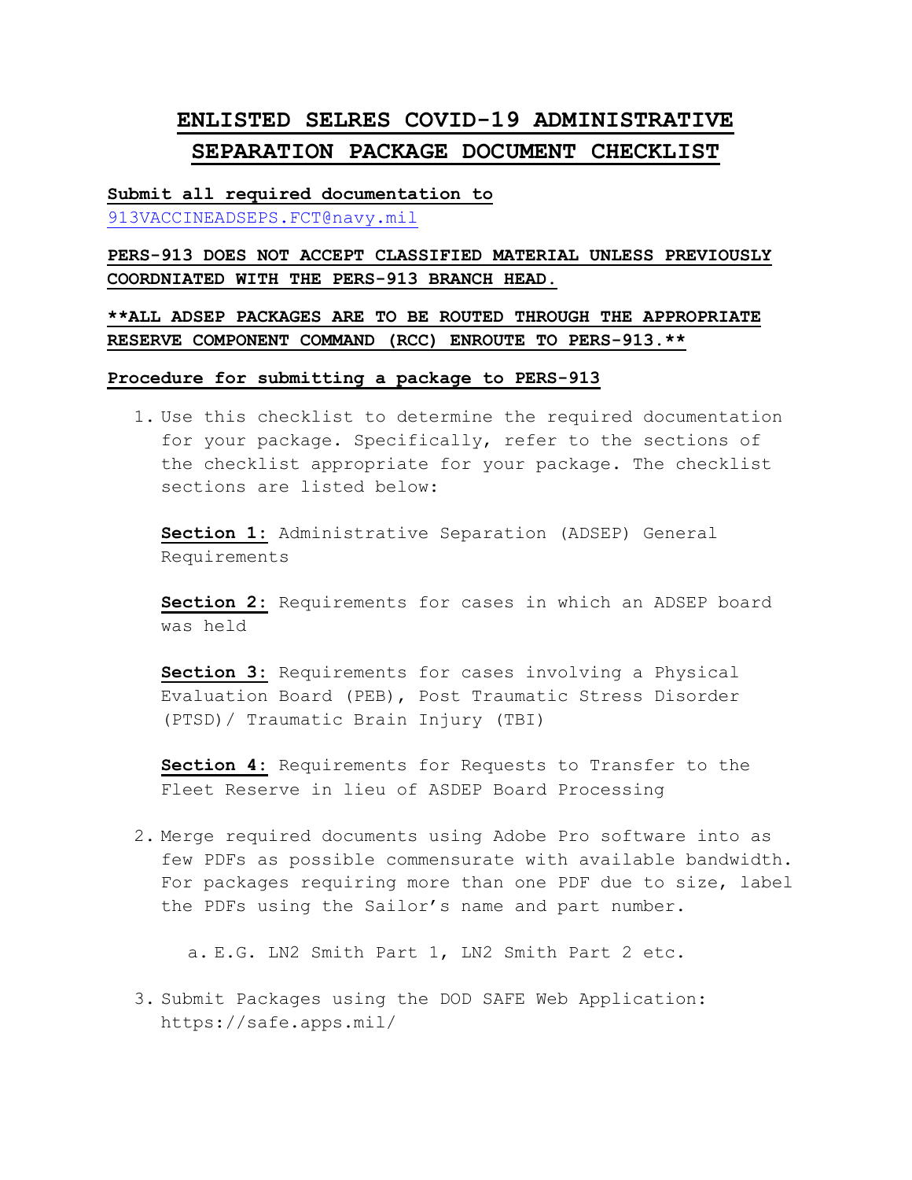# ENLISTED SELRES COVID-19 ADMINISTRATIVE SEPARATION PACKAGE DOCUMENT CHECKLIST

**Submit all required documentation to**
913VACCINEADSEPS.FCT@navy.mil

**PERS-913 DOES NOT ACCEPT CLASSIFIED MATERIAL UNLESS PREVIOUSLY COORDNIATED WITH THE PERS-913 BRANCH HEAD.**

****ALL ADSEP PACKAGES ARE TO BE ROUTED THROUGH THE APPROPRIATE RESERVE COMPONENT COMMAND (RCC) ENROUTE TO PERS-913.****

**Procedure for submitting a package to PERS-913**

1. Use this checklist to determine the required documentation for your package. Specifically, refer to the sections of the checklist appropriate for your package. The checklist sections are listed below:

   **Section 1:** Administrative Separation (ADSEP) General Requirements

   **Section 2:** Requirements for cases in which an ADSEP board was held

   **Section 3:** Requirements for cases involving a Physical Evaluation Board (PEB), Post Traumatic Stress Disorder (PTSD)/ Traumatic Brain Injury (TBI)

   **Section 4:** Requirements for Requests to Transfer to the Fleet Reserve in lieu of ASDEP Board Processing

2. Merge required documents using Adobe Pro software into as few PDFs as possible commensurate with available bandwidth. For packages requiring more than one PDF due to size, label the PDFs using the Sailor's name and part number.

   a. E.G. LN2 Smith Part 1, LN2 Smith Part 2 etc.

3. Submit Packages using the DOD SAFE Web Application: https://safe.apps.mil/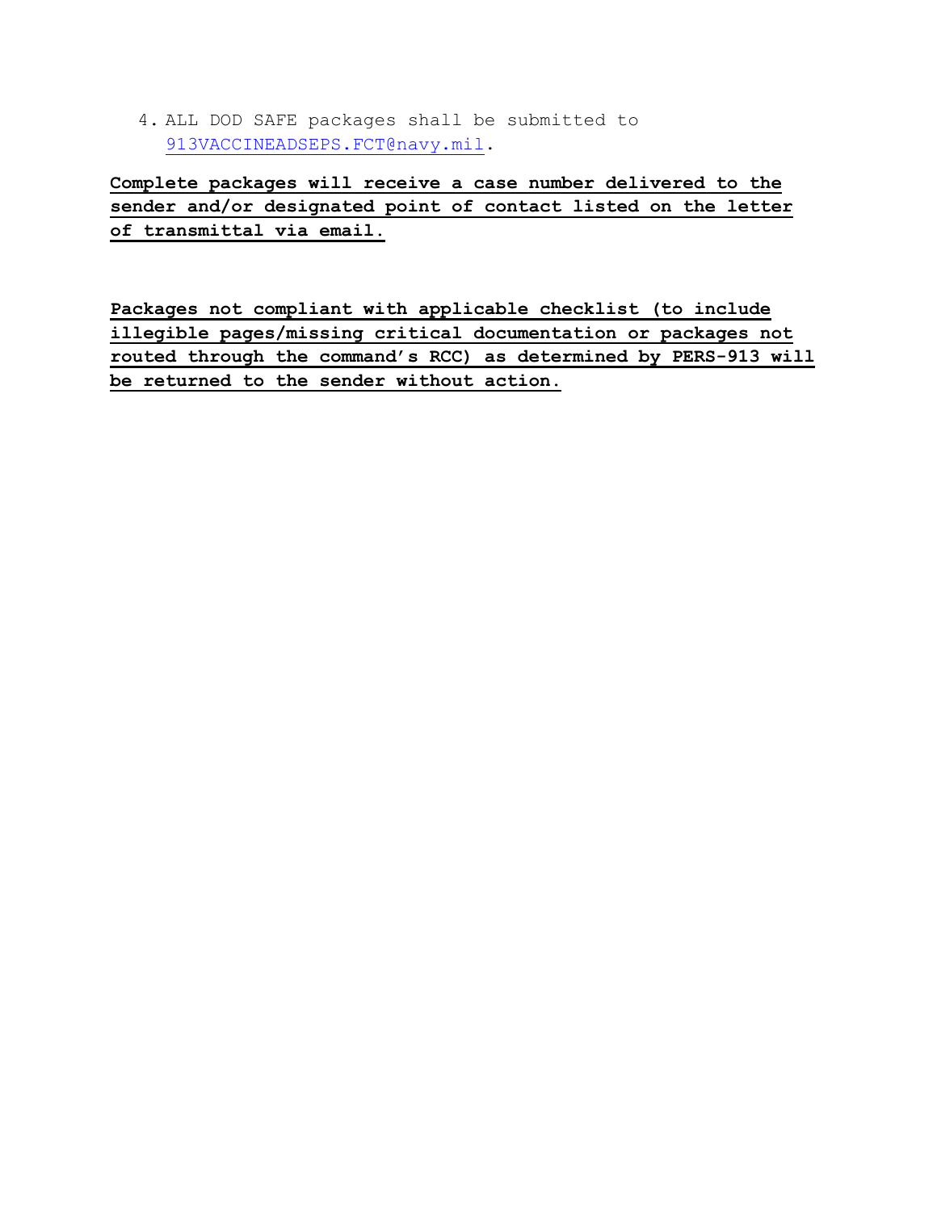4. ALL DOD SAFE packages shall be submitted to 913VACCINEADSEPS.FCT@navy.mil.

**Complete packages will receive a case number delivered to the sender and/or designated point of contact listed on the letter of transmittal via email.**

**Packages not compliant with applicable checklist (to include illegible pages/missing critical documentation or packages not routed through the command's RCC) as determined by PERS-913 will be returned to the sender without action.**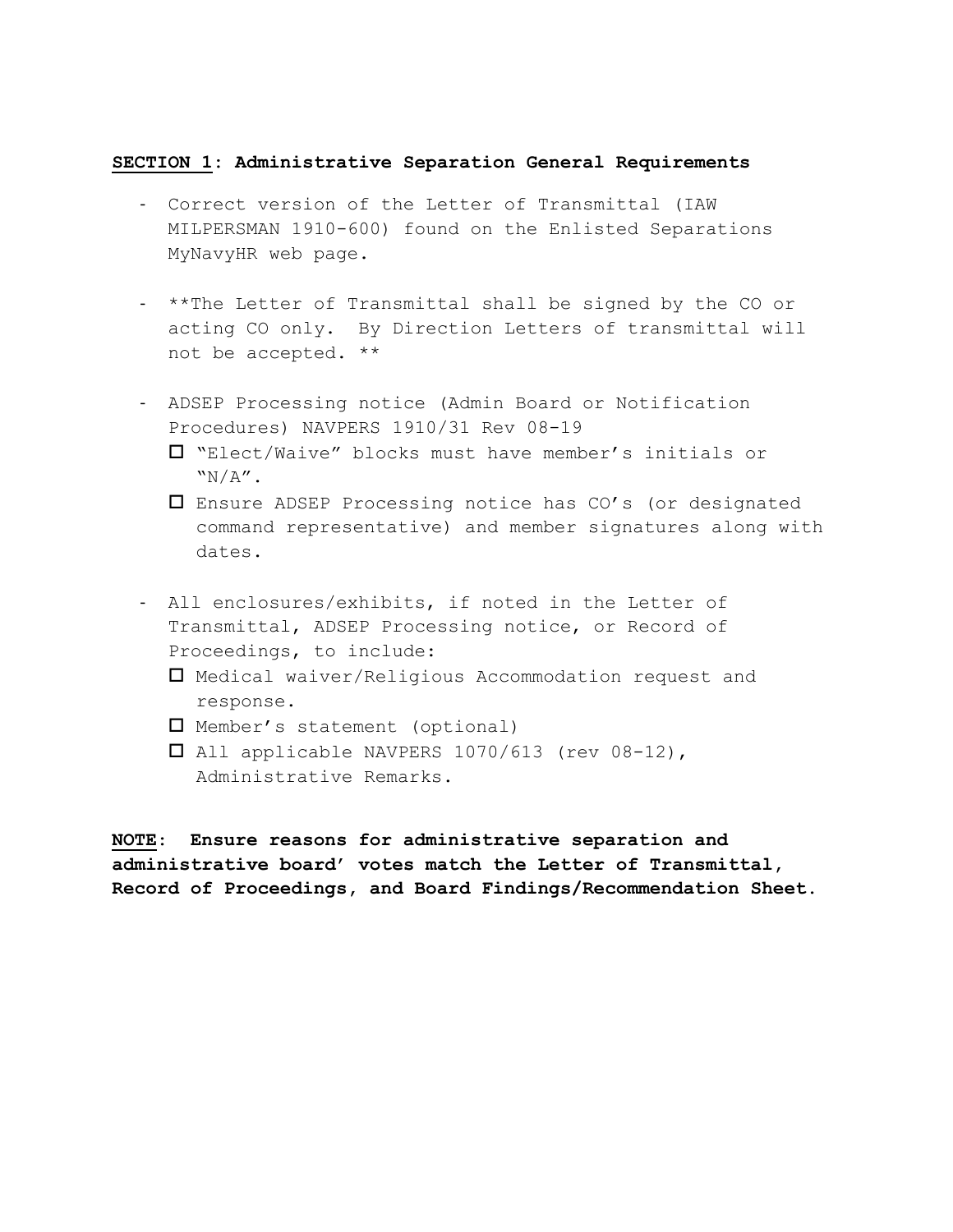**<u>SECTION 1</u>: Administrative Separation General Requirements**

- Correct version of the Letter of Transmittal (IAW MILPERSMAN 1910-600) found on the Enlisted Separations MyNavyHR web page.

- **The Letter of Transmittal shall be signed by the CO or acting CO only. By Direction Letters of transmittal will not be accepted. **

- ADSEP Processing notice (Admin Board or Notification Procedures) NAVPERS 1910/31 Rev 08-19
  - ☐ "Elect/Waive" blocks must have member's initials or "N/A".
  - ☐ Ensure ADSEP Processing notice has CO's (or designated command representative) and member signatures along with dates.

- All enclosures/exhibits, if noted in the Letter of Transmittal, ADSEP Processing notice, or Record of Proceedings, to include:
  - ☐ Medical waiver/Religious Accommodation request and response.
  - ☐ Member's statement (optional)
  - ☐ All applicable NAVPERS 1070/613 (rev 08-12), Administrative Remarks.

**<u>NOTE</u>: Ensure reasons for administrative separation and administrative board' votes match the Letter of Transmittal, Record of Proceedings, and Board Findings/Recommendation Sheet.**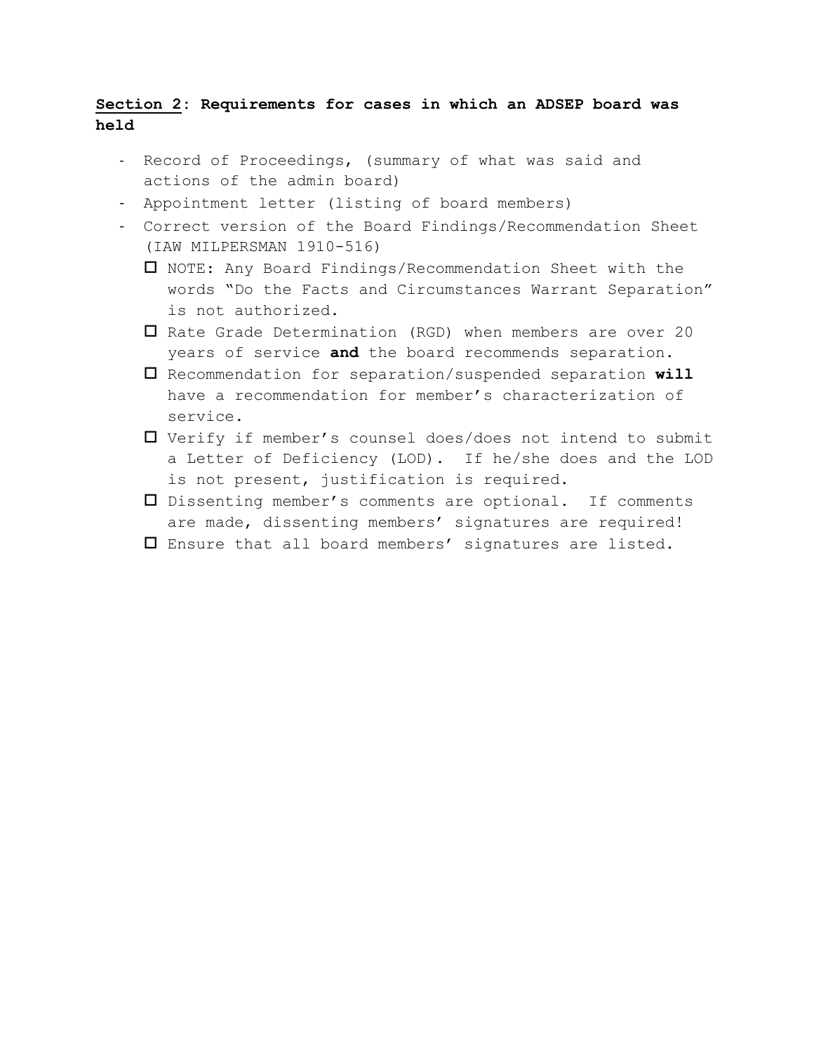**<u>Section 2</u>: Requirements for cases in which an ADSEP board was held**

- Record of Proceedings, (summary of what was said and actions of the admin board)
- Appointment letter (listing of board members)
- Correct version of the Board Findings/Recommendation Sheet (IAW MILPERSMAN 1910-516)
  - ☐ NOTE: Any Board Findings/Recommendation Sheet with the words "Do the Facts and Circumstances Warrant Separation" is not authorized.
  - ☐ Rate Grade Determination (RGD) when members are over 20 years of service **and** the board recommends separation.
  - ☐ Recommendation for separation/suspended separation **will** have a recommendation for member's characterization of service.
  - ☐ Verify if member's counsel does/does not intend to submit a Letter of Deficiency (LOD). If he/she does and the LOD is not present, justification is required.
  - ☐ Dissenting member's comments are optional. If comments are made, dissenting members' signatures are required!
  - ☐ Ensure that all board members' signatures are listed.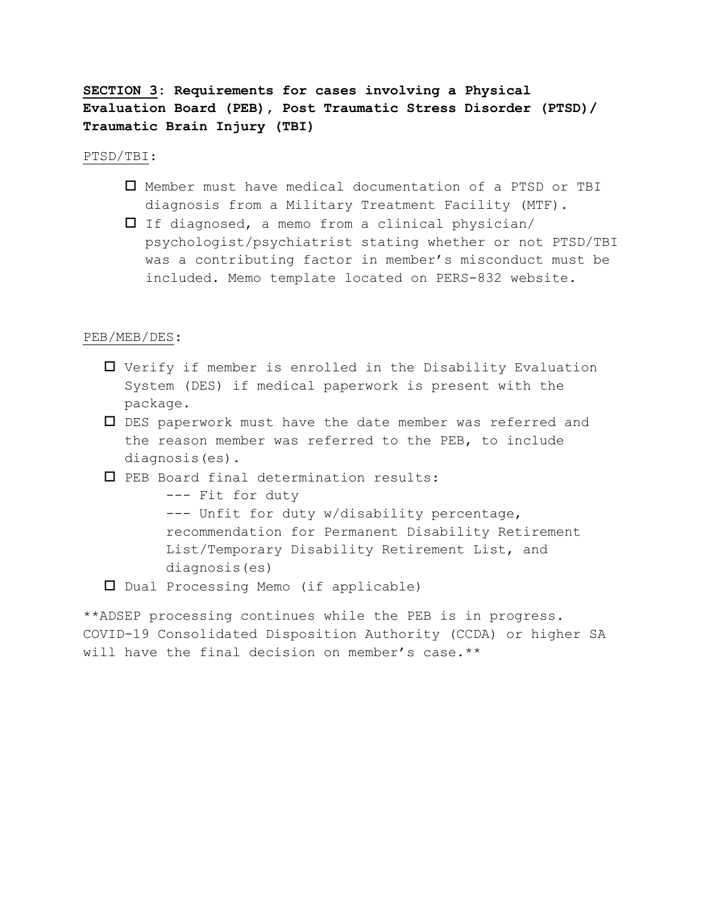**<u>SECTION 3</u>: Requirements for cases involving a Physical Evaluation Board (PEB), Post Traumatic Stress Disorder (PTSD)/ Traumatic Brain Injury (TBI)**

<u>PTSD/TBI</u>:

- ☐ Member must have medical documentation of a PTSD or TBI diagnosis from a Military Treatment Facility (MTF).
- ☐ If diagnosed, a memo from a clinical physician/ psychologist/psychiatrist stating whether or not PTSD/TBI was a contributing factor in member's misconduct must be included. Memo template located on PERS-832 website.

<u>PEB/MEB/DES</u>:

- ☐ Verify if member is enrolled in the Disability Evaluation System (DES) if medical paperwork is present with the package.
- ☐ DES paperwork must have the date member was referred and the reason member was referred to the PEB, to include diagnosis(es).
- ☐ PEB Board final determination results:
  - --- Fit for duty
  - --- Unfit for duty w/disability percentage, recommendation for Permanent Disability Retirement List/Temporary Disability Retirement List, and diagnosis(es)
- ☐ Dual Processing Memo (if applicable)

**ADSEP processing continues while the PEB is in progress. COVID-19 Consolidated Disposition Authority (CCDA) or higher SA will have the final decision on member's case.**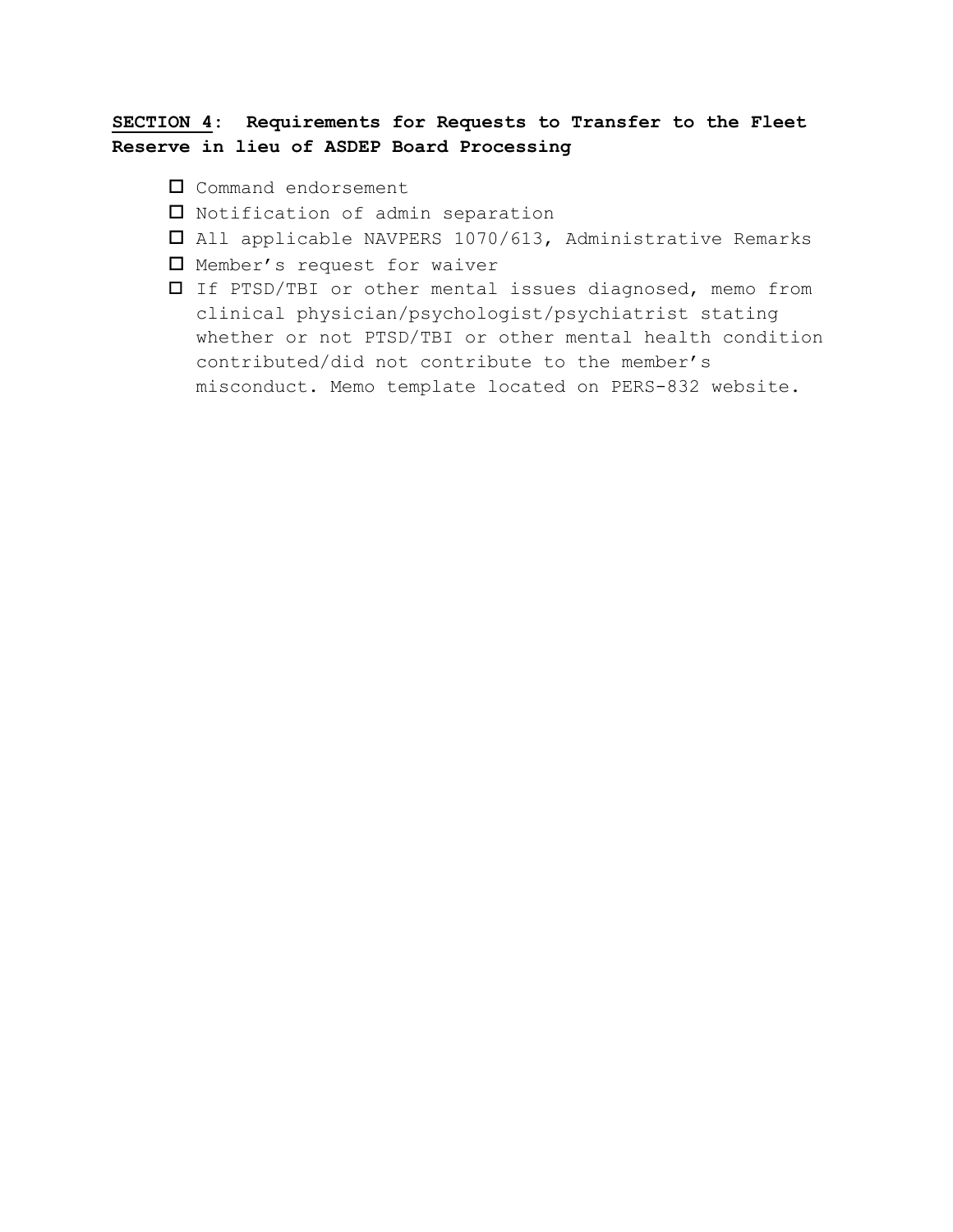**<u>SECTION 4</u>: Requirements for Requests to Transfer to the Fleet Reserve in lieu of ASDEP Board Processing**

- [ ] Command endorsement
- [ ] Notification of admin separation
- [ ] All applicable NAVPERS 1070/613, Administrative Remarks
- [ ] Member's request for waiver
- [ ] If PTSD/TBI or other mental issues diagnosed, memo from clinical physician/psychologist/psychiatrist stating whether or not PTSD/TBI or other mental health condition contributed/did not contribute to the member's misconduct. Memo template located on PERS-832 website.